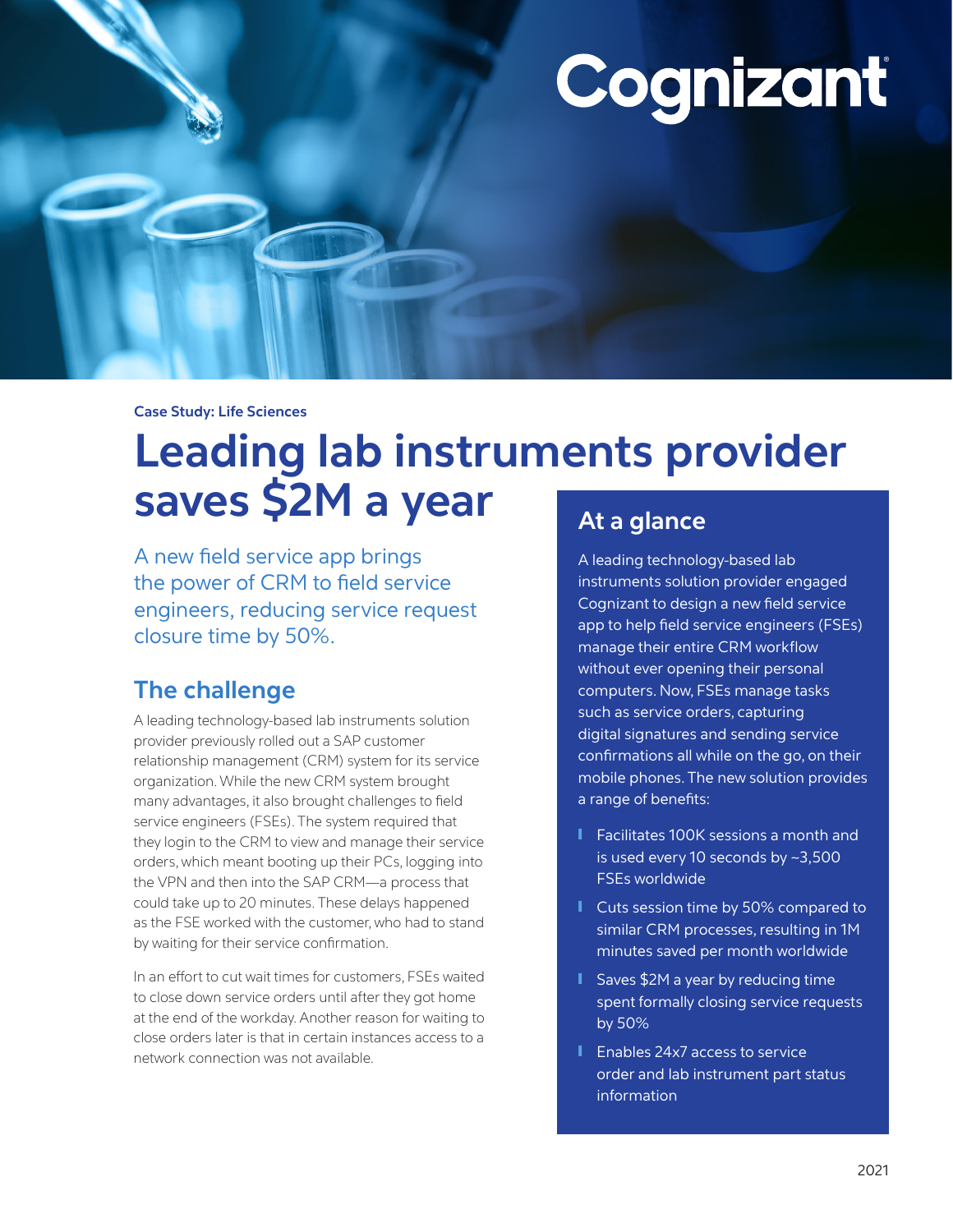Case Study: Life Sciences

# Leading lab instruments provider saves $2M a year

A new field service app brings the power of CRM to field service engineers, reducing service request closure time by 50%.

## The challenge

A leading technology-based lab instruments solution provider previously rolled out a SAP customer relationship management (CRM) system for its service organization. While the new CRM system brought many advantages, it also brought challenges to field service engineers (FSEs). The system required that they login to the CRM to view and manage their service orders, which meant booting up their PCs, logging into the VPN and then into the SAP CRM—a process that could take up to 20 minutes. These delays happened as the FSE worked with the customer, who had to stand by waiting for their service confirmation.

In an effort to cut wait times for customers, FSEs waited to close down service orders until after they got home at the end of the workday. Another reason for waiting to close orders later is that in certain instances access to a network connection was not available.

## At a glance

A leading technology-based lab instruments solution provider engaged Cognizant to design a new field service app to help field service engineers (FSEs) manage their entire CRM workflow without ever opening their personal computers. Now, FSEs manage tasks such as service orders, capturing digital signatures and sending service confirmations all while on the go, on their mobile phones. The new solution provides a range of benefits:

- Facilitates 100K sessions a month and is used every 10 seconds by ~3,500 FSEs worldwide
- Cuts session time by 50% compared to similar CRM processes, resulting in 1M minutes saved per month worldwide
- Saves $2M a year by reducing time spent formally closing service requests by 50%
- Enables 24x7 access to service order and lab instrument part status information

2021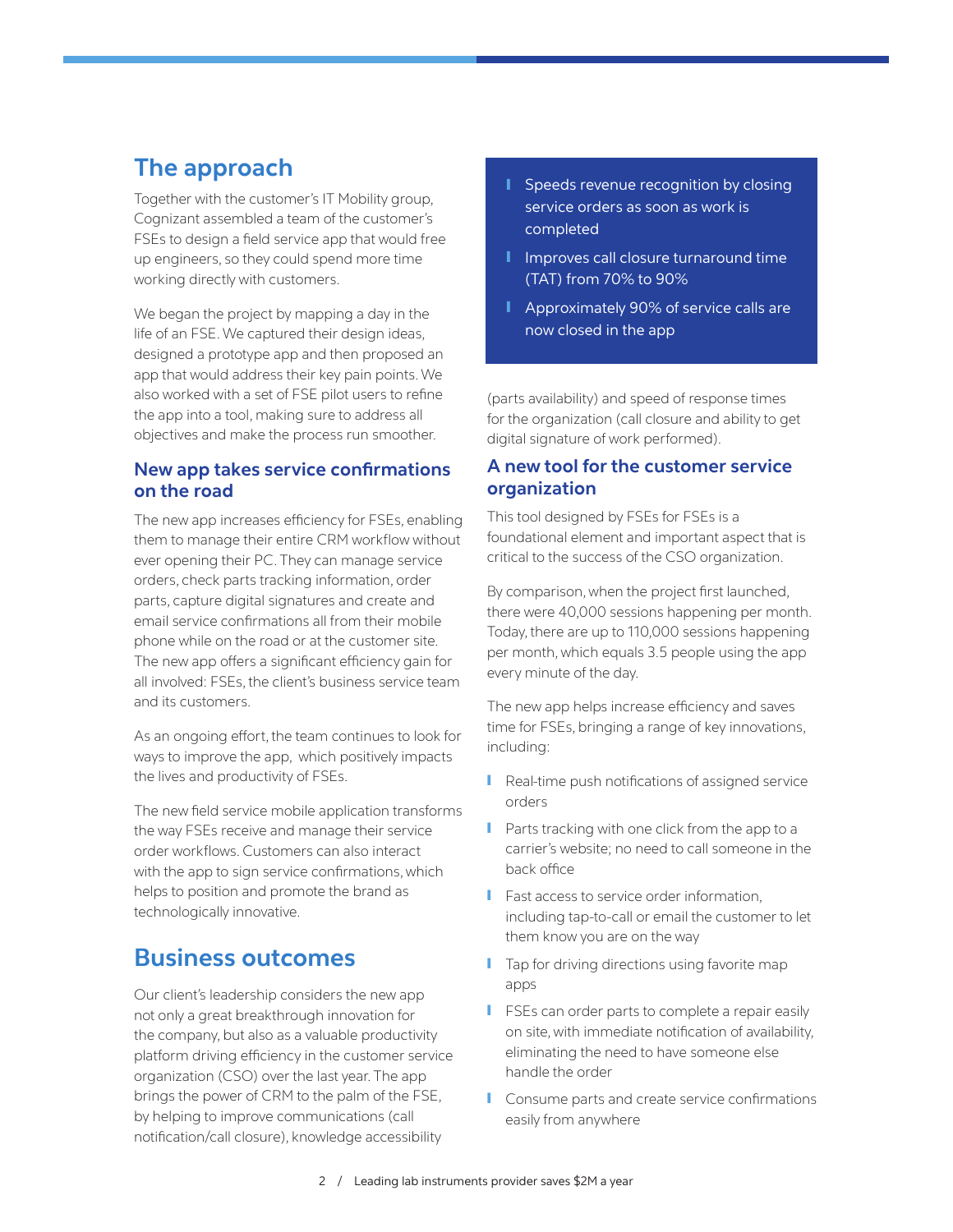## The approach

Together with the customer's IT Mobility group, Cognizant assembled a team of the customer's FSEs to design a field service app that would free up engineers, so they could spend more time working directly with customers.

We began the project by mapping a day in the life of an FSE. We captured their design ideas, designed a prototype app and then proposed an app that would address their key pain points. We also worked with a set of FSE pilot users to refine the app into a tool, making sure to address all objectives and make the process run smoother.

### New app takes service confirmations on the road

The new app increases efficiency for FSEs, enabling them to manage their entire CRM workflow without ever opening their PC. They can manage service orders, check parts tracking information, order parts, capture digital signatures and create and email service confirmations all from their mobile phone while on the road or at the customer site. The new app offers a significant efficiency gain for all involved: FSEs, the client's business service team and its customers.

As an ongoing effort, the team continues to look for ways to improve the app, which positively impacts the lives and productivity of FSEs.

The new field service mobile application transforms the way FSEs receive and manage their service order workflows. Customers can also interact with the app to sign service confirmations, which helps to position and promote the brand as technologically innovative.

## Business outcomes

Our client's leadership considers the new app not only a great breakthrough innovation for the company, but also as a valuable productivity platform driving efficiency in the customer service organization (CSO) over the last year. The app brings the power of CRM to the palm of the FSE, by helping to improve communications (call notification/call closure), knowledge accessibility (parts availability) and speed of response times for the organization (call closure and ability to get digital signature of work performed).

- Speeds revenue recognition by closing service orders as soon as work is completed
- Improves call closure turnaround time (TAT) from 70% to 90%
- Approximately 90% of service calls are now closed in the app

### A new tool for the customer service organization

This tool designed by FSEs for FSEs is a foundational element and important aspect that is critical to the success of the CSO organization.

By comparison, when the project first launched, there were 40,000 sessions happening per month. Today, there are up to 110,000 sessions happening per month, which equals 3.5 people using the app every minute of the day.

The new app helps increase efficiency and saves time for FSEs, bringing a range of key innovations, including:

- Real-time push notifications of assigned service orders
- Parts tracking with one click from the app to a carrier's website; no need to call someone in the back office
- Fast access to service order information, including tap-to-call or email the customer to let them know you are on the way
- Tap for driving directions using favorite map apps
- FSEs can order parts to complete a repair easily on site, with immediate notification of availability, eliminating the need to have someone else handle the order
- Consume parts and create service confirmations easily from anywhere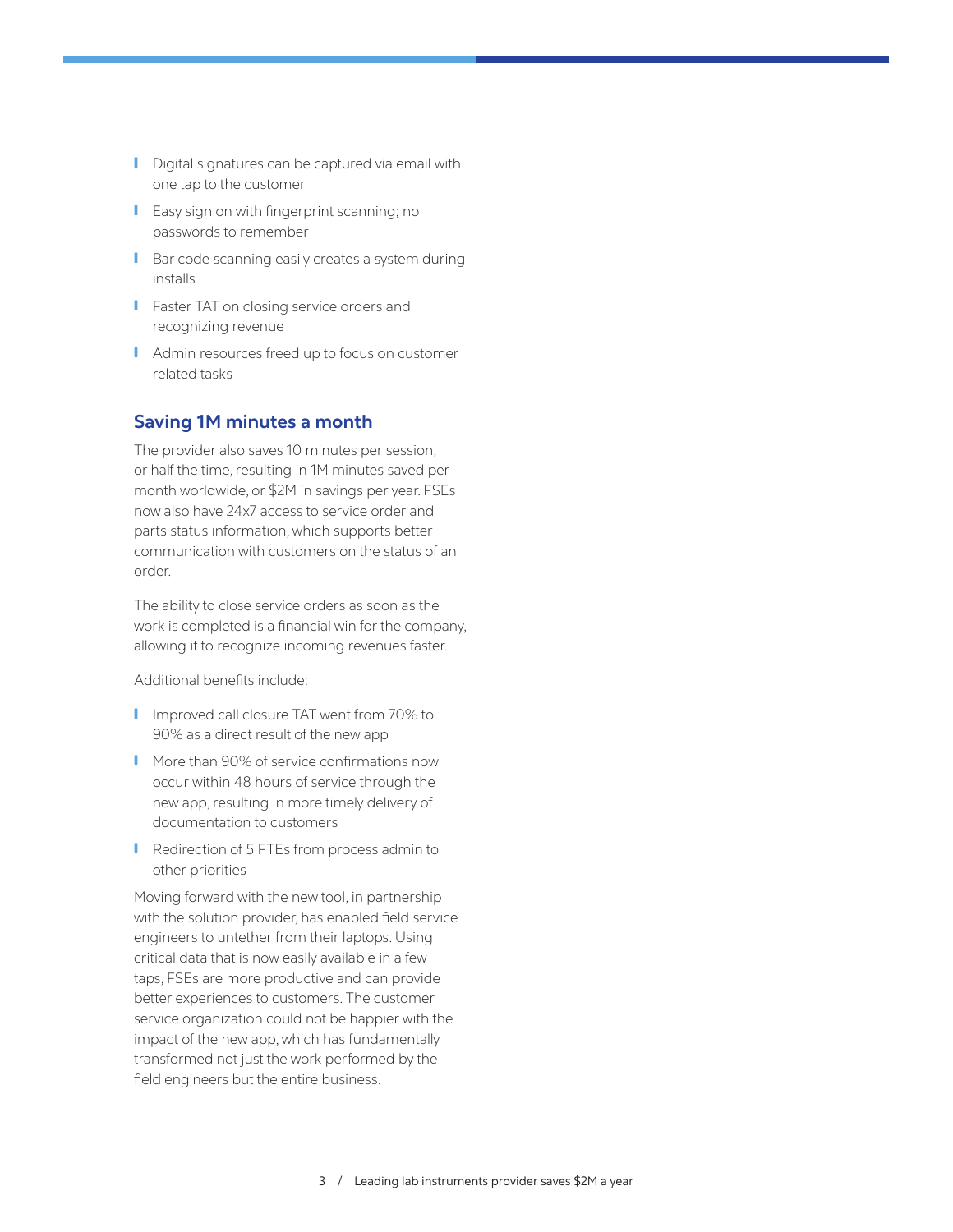- Digital signatures can be captured via email with one tap to the customer
- Easy sign on with fingerprint scanning; no passwords to remember
- Bar code scanning easily creates a system during installs
- Faster TAT on closing service orders and recognizing revenue
- Admin resources freed up to focus on customer related tasks

## Saving 1M minutes a month

The provider also saves 10 minutes per session, or half the time, resulting in 1M minutes saved per month worldwide, or $2M in savings per year. FSEs now also have 24x7 access to service order and parts status information, which supports better communication with customers on the status of an order.

The ability to close service orders as soon as the work is completed is a financial win for the company, allowing it to recognize incoming revenues faster.

Additional benefits include:

- Improved call closure TAT went from 70% to 90% as a direct result of the new app
- More than 90% of service confirmations now occur within 48 hours of service through the new app, resulting in more timely delivery of documentation to customers
- Redirection of 5 FTEs from process admin to other priorities

Moving forward with the new tool, in partnership with the solution provider, has enabled field service engineers to untether from their laptops. Using critical data that is now easily available in a few taps, FSEs are more productive and can provide better experiences to customers. The customer service organization could not be happier with the impact of the new app, which has fundamentally transformed not just the work performed by the field engineers but the entire business.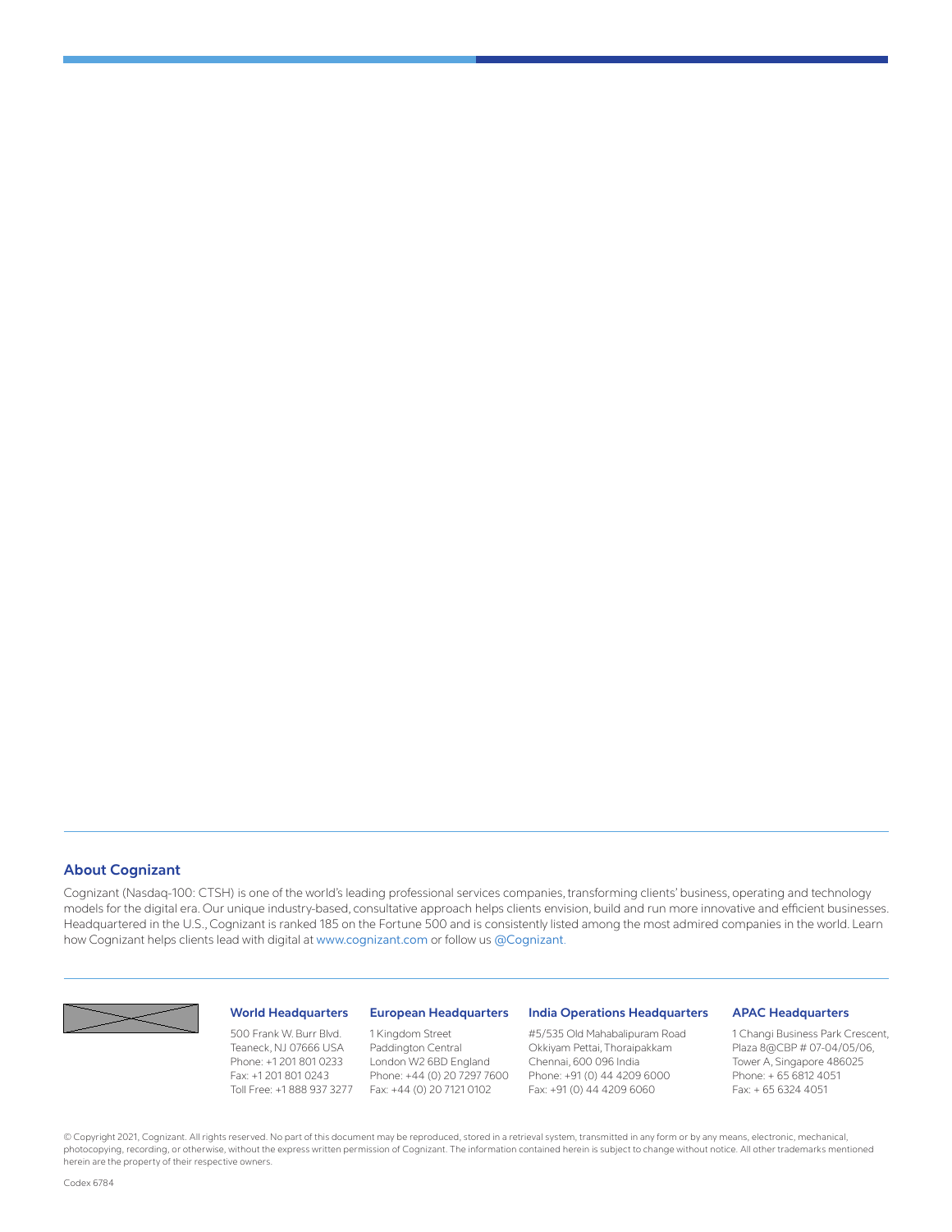## About Cognizant

Cognizant (Nasdaq-100: CTSH) is one of the world's leading professional services companies, transforming clients' business, operating and technology models for the digital era. Our unique industry-based, consultative approach helps clients envision, build and run more innovative and efficient businesses. Headquartered in the U.S., Cognizant is ranked 185 on the Fortune 500 and is consistently listed among the most admired companies in the world. Learn how Cognizant helps clients lead with digital at www.cognizant.com or follow us @Cognizant.

**World Headquarters**

500 Frank W. Burr Blvd.
Teaneck, NJ 07666 USA
Phone: +1 201 801 0233
Fax: +1 201 801 0243
Toll Free: +1 888 937 3277

**European Headquarters**

1 Kingdom Street
Paddington Central
London W2 6BD England
Phone: +44 (0) 20 7297 7600
Fax: +44 (0) 20 7121 0102

**India Operations Headquarters**

#5/535 Old Mahabalipuram Road
Okkiyam Pettai, Thoraipakkam
Chennai, 600 096 India
Phone: +91 (0) 44 4209 6000
Fax: +91 (0) 44 4209 6060

**APAC Headquarters**

1 Changi Business Park Crescent,
Plaza 8@CBP # 07-04/05/06,
Tower A, Singapore 486025
Phone: + 65 6812 4051
Fax: + 65 6324 4051

© Copyright 2021, Cognizant. All rights reserved. No part of this document may be reproduced, stored in a retrieval system, transmitted in any form or by any means, electronic, mechanical, photocopying, recording, or otherwise, without the express written permission of Cognizant. The information contained herein is subject to change without notice. All other trademarks mentioned herein are the property of their respective owners.

Codex 6784